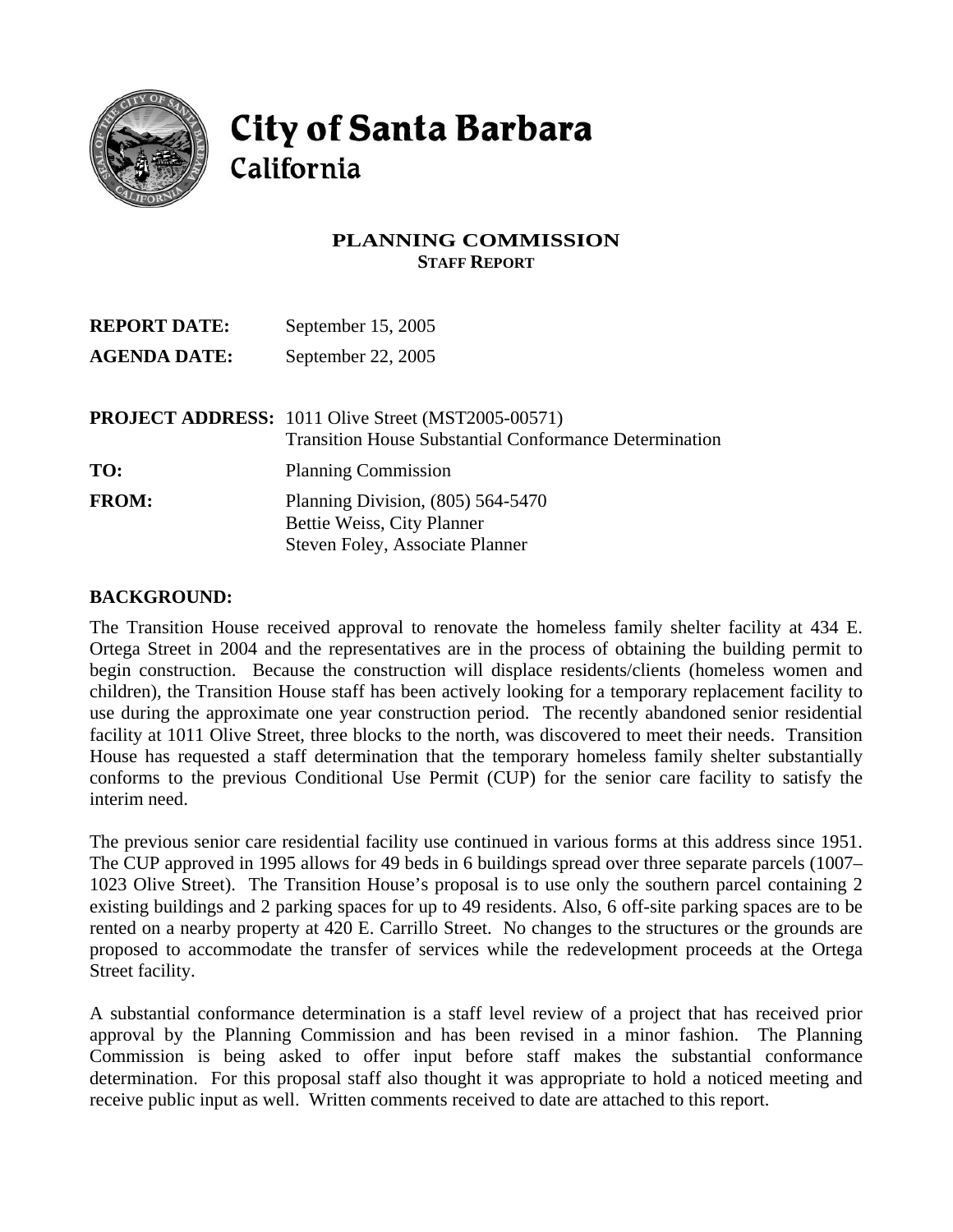# City of Santa Barbara
## California

### PLANNING COMMISSION
**STAFF REPORT**

| | |
|---|---|
| **REPORT DATE:** | September 15, 2005 |
| **AGENDA DATE:** | September 22, 2005 |
| **PROJECT ADDRESS:** | 1011 Olive Street (MST2005-00571)<br>Transition House Substantial Conformance Determination |
| **TO:** | Planning Commission |
| **FROM:** | Planning Division, (805) 564-5470<br>Bettie Weiss, City Planner<br>Steven Foley, Associate Planner |

## BACKGROUND:

The Transition House received approval to renovate the homeless family shelter facility at 434 E. Ortega Street in 2004 and the representatives are in the process of obtaining the building permit to begin construction. Because the construction will displace residents/clients (homeless women and children), the Transition House staff has been actively looking for a temporary replacement facility to use during the approximate one year construction period. The recently abandoned senior residential facility at 1011 Olive Street, three blocks to the north, was discovered to meet their needs. Transition House has requested a staff determination that the temporary homeless family shelter substantially conforms to the previous Conditional Use Permit (CUP) for the senior care facility to satisfy the interim need.

The previous senior care residential facility use continued in various forms at this address since 1951. The CUP approved in 1995 allows for 49 beds in 6 buildings spread over three separate parcels (1007–1023 Olive Street). The Transition House's proposal is to use only the southern parcel containing 2 existing buildings and 2 parking spaces for up to 49 residents. Also, 6 off-site parking spaces are to be rented on a nearby property at 420 E. Carrillo Street. No changes to the structures or the grounds are proposed to accommodate the transfer of services while the redevelopment proceeds at the Ortega Street facility.

A substantial conformance determination is a staff level review of a project that has received prior approval by the Planning Commission and has been revised in a minor fashion. The Planning Commission is being asked to offer input before staff makes the substantial conformance determination. For this proposal staff also thought it was appropriate to hold a noticed meeting and receive public input as well. Written comments received to date are attached to this report.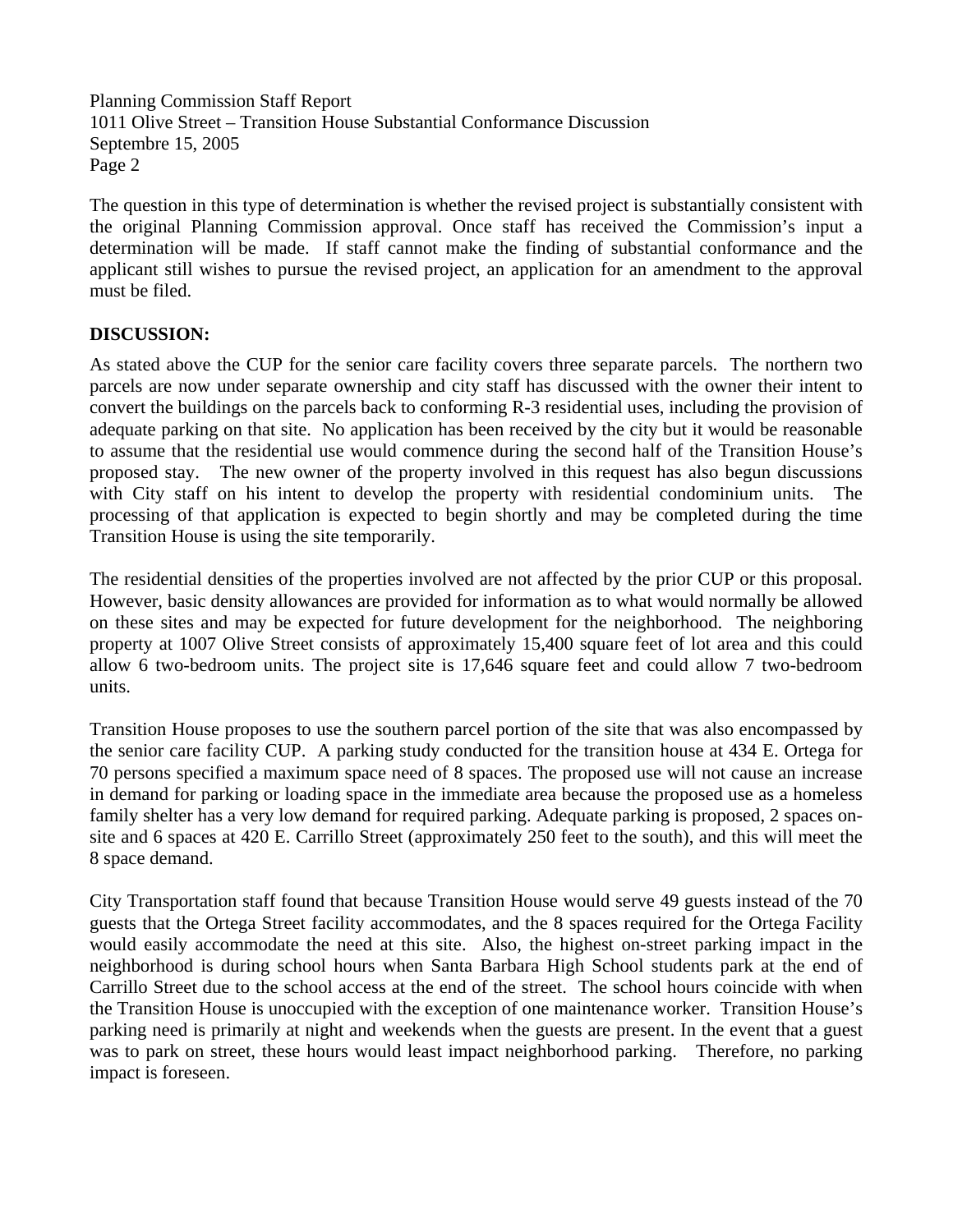The question in this type of determination is whether the revised project is substantially consistent with the original Planning Commission approval. Once staff has received the Commission's input a determination will be made. If staff cannot make the finding of substantial conformance and the applicant still wishes to pursue the revised project, an application for an amendment to the approval must be filed.

**DISCUSSION:**

As stated above the CUP for the senior care facility covers three separate parcels. The northern two parcels are now under separate ownership and city staff has discussed with the owner their intent to convert the buildings on the parcels back to conforming R-3 residential uses, including the provision of adequate parking on that site. No application has been received by the city but it would be reasonable to assume that the residential use would commence during the second half of the Transition House's proposed stay. The new owner of the property involved in this request has also begun discussions with City staff on his intent to develop the property with residential condominium units. The processing of that application is expected to begin shortly and may be completed during the time Transition House is using the site temporarily.

The residential densities of the properties involved are not affected by the prior CUP or this proposal. However, basic density allowances are provided for information as to what would normally be allowed on these sites and may be expected for future development for the neighborhood. The neighboring property at 1007 Olive Street consists of approximately 15,400 square feet of lot area and this could allow 6 two-bedroom units. The project site is 17,646 square feet and could allow 7 two-bedroom units.

Transition House proposes to use the southern parcel portion of the site that was also encompassed by the senior care facility CUP. A parking study conducted for the transition house at 434 E. Ortega for 70 persons specified a maximum space need of 8 spaces. The proposed use will not cause an increase in demand for parking or loading space in the immediate area because the proposed use as a homeless family shelter has a very low demand for required parking. Adequate parking is proposed, 2 spaces on-site and 6 spaces at 420 E. Carrillo Street (approximately 250 feet to the south), and this will meet the 8 space demand.

City Transportation staff found that because Transition House would serve 49 guests instead of the 70 guests that the Ortega Street facility accommodates, and the 8 spaces required for the Ortega Facility would easily accommodate the need at this site. Also, the highest on-street parking impact in the neighborhood is during school hours when Santa Barbara High School students park at the end of Carrillo Street due to the school access at the end of the street. The school hours coincide with when the Transition House is unoccupied with the exception of one maintenance worker. Transition House's parking need is primarily at night and weekends when the guests are present. In the event that a guest was to park on street, these hours would least impact neighborhood parking. Therefore, no parking impact is foreseen.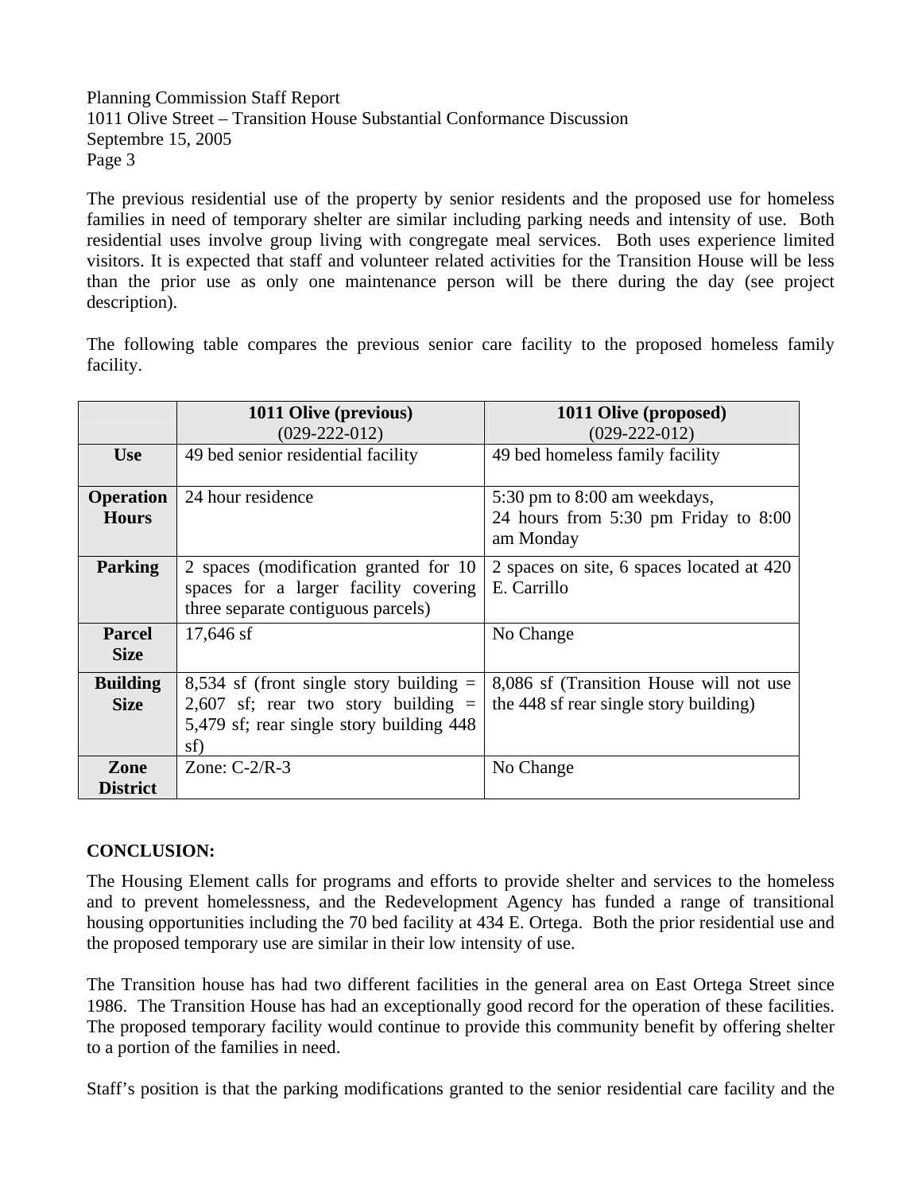The previous residential use of the property by senior residents and the proposed use for homeless families in need of temporary shelter are similar including parking needs and intensity of use. Both residential uses involve group living with congregate meal services. Both uses experience limited visitors. It is expected that staff and volunteer related activities for the Transition House will be less than the prior use as only one maintenance person will be there during the day (see project description).

The following table compares the previous senior care facility to the proposed homeless family facility.

| | 1011 Olive (previous) (029-222-012) | 1011 Olive (proposed) (029-222-012) |
|---|---|---|
| **Use** | 49 bed senior residential facility | 49 bed homeless family facility |
| **Operation Hours** | 24 hour residence | 5:30 pm to 8:00 am weekdays, 24 hours from 5:30 pm Friday to 8:00 am Monday |
| **Parking** | 2 spaces (modification granted for 10 spaces for a larger facility covering three separate contiguous parcels) | 2 spaces on site, 6 spaces located at 420 E. Carrillo |
| **Parcel Size** | 17,646 sf | No Change |
| **Building Size** | 8,534 sf (front single story building = 2,607 sf; rear two story building = 5,479 sf; rear single story building 448 sf) | 8,086 sf (Transition House will not use the 448 sf rear single story building) |
| **Zone District** | Zone: C-2/R-3 | No Change |

## CONCLUSION:

The Housing Element calls for programs and efforts to provide shelter and services to the homeless and to prevent homelessness, and the Redevelopment Agency has funded a range of transitional housing opportunities including the 70 bed facility at 434 E. Ortega. Both the prior residential use and the proposed temporary use are similar in their low intensity of use.

The Transition house has had two different facilities in the general area on East Ortega Street since 1986. The Transition House has had an exceptionally good record for the operation of these facilities. The proposed temporary facility would continue to provide this community benefit by offering shelter to a portion of the families in need.

Staff's position is that the parking modifications granted to the senior residential care facility and the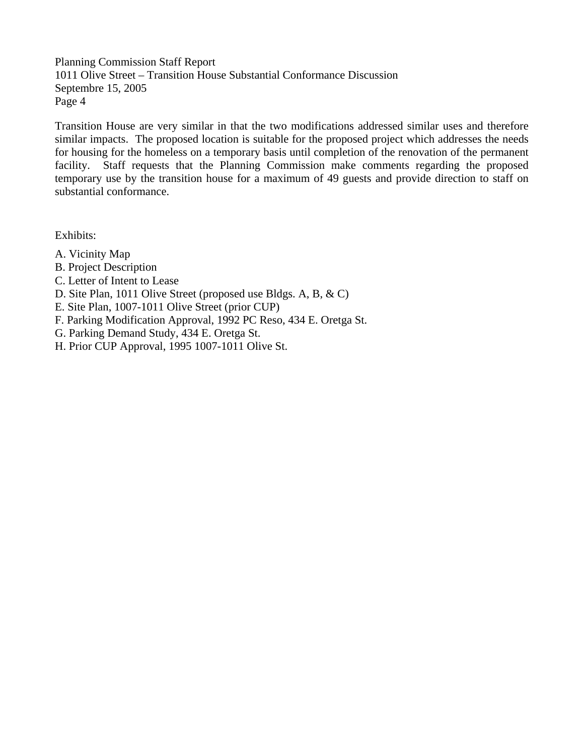Transition House are very similar in that the two modifications addressed similar uses and therefore similar impacts. The proposed location is suitable for the proposed project which addresses the needs for housing for the homeless on a temporary basis until completion of the renovation of the permanent facility. Staff requests that the Planning Commission make comments regarding the proposed temporary use by the transition house for a maximum of 49 guests and provide direction to staff on substantial conformance.

Exhibits:

A. Vicinity Map
B. Project Description
C. Letter of Intent to Lease
D. Site Plan, 1011 Olive Street (proposed use Bldgs. A, B, & C)
E. Site Plan, 1007-1011 Olive Street (prior CUP)
F. Parking Modification Approval, 1992 PC Reso, 434 E. Oretga St.
G. Parking Demand Study, 434 E. Oretga St.
H. Prior CUP Approval, 1995 1007-1011 Olive St.